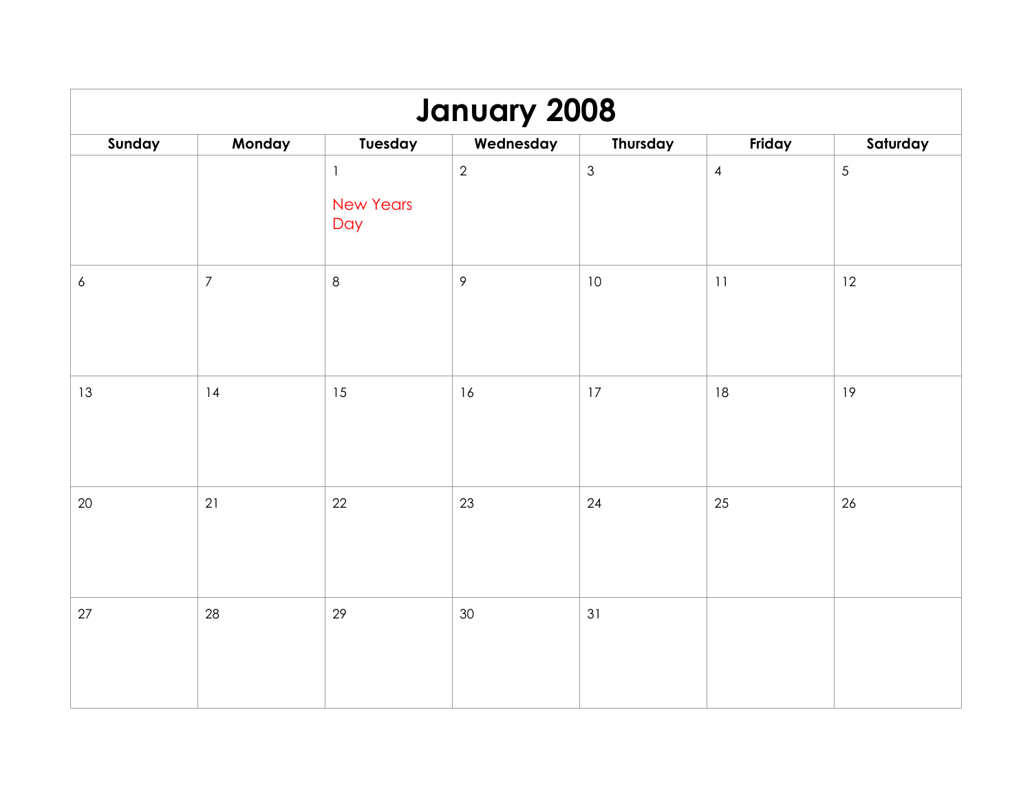# January 2008

| Sunday | Monday | Tuesday | Wednesday | Thursday | Friday | Saturday |
|---|---|---|---|---|---|---|
| | | 1 New Years Day | 2 | 3 | 4 | 5 |
| 6 | 7 | 8 | 9 | 10 | 11 | 12 |
| 13 | 14 | 15 | 16 | 17 | 18 | 19 |
| 20 | 21 | 22 | 23 | 24 | 25 | 26 |
| 27 | 28 | 29 | 30 | 31 | | |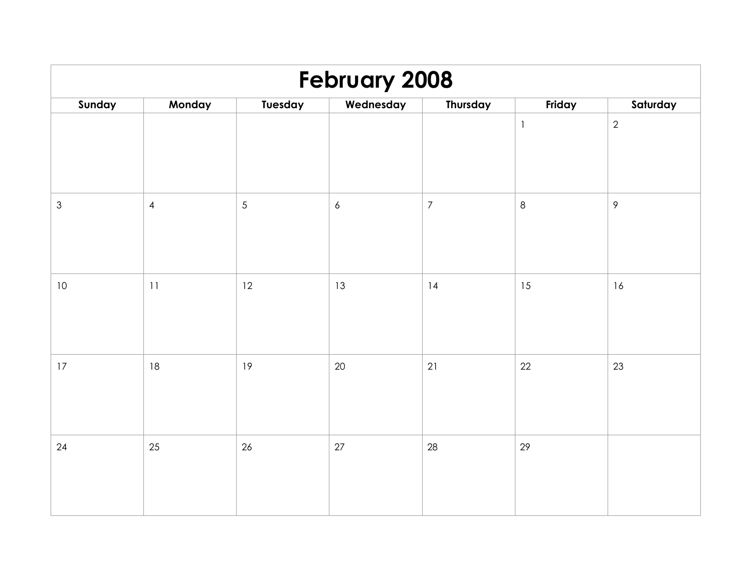# February 2008

| Sunday | Monday | Tuesday | Wednesday | Thursday | Friday | Saturday |
|---|---|---|---|---|---|---|
| | | | | | 1 | 2 |
| 3 | 4 | 5 | 6 | 7 | 8 | 9 |
| 10 | 11 | 12 | 13 | 14 | 15 | 16 |
| 17 | 18 | 19 | 20 | 21 | 22 | 23 |
| 24 | 25 | 26 | 27 | 28 | 29 | |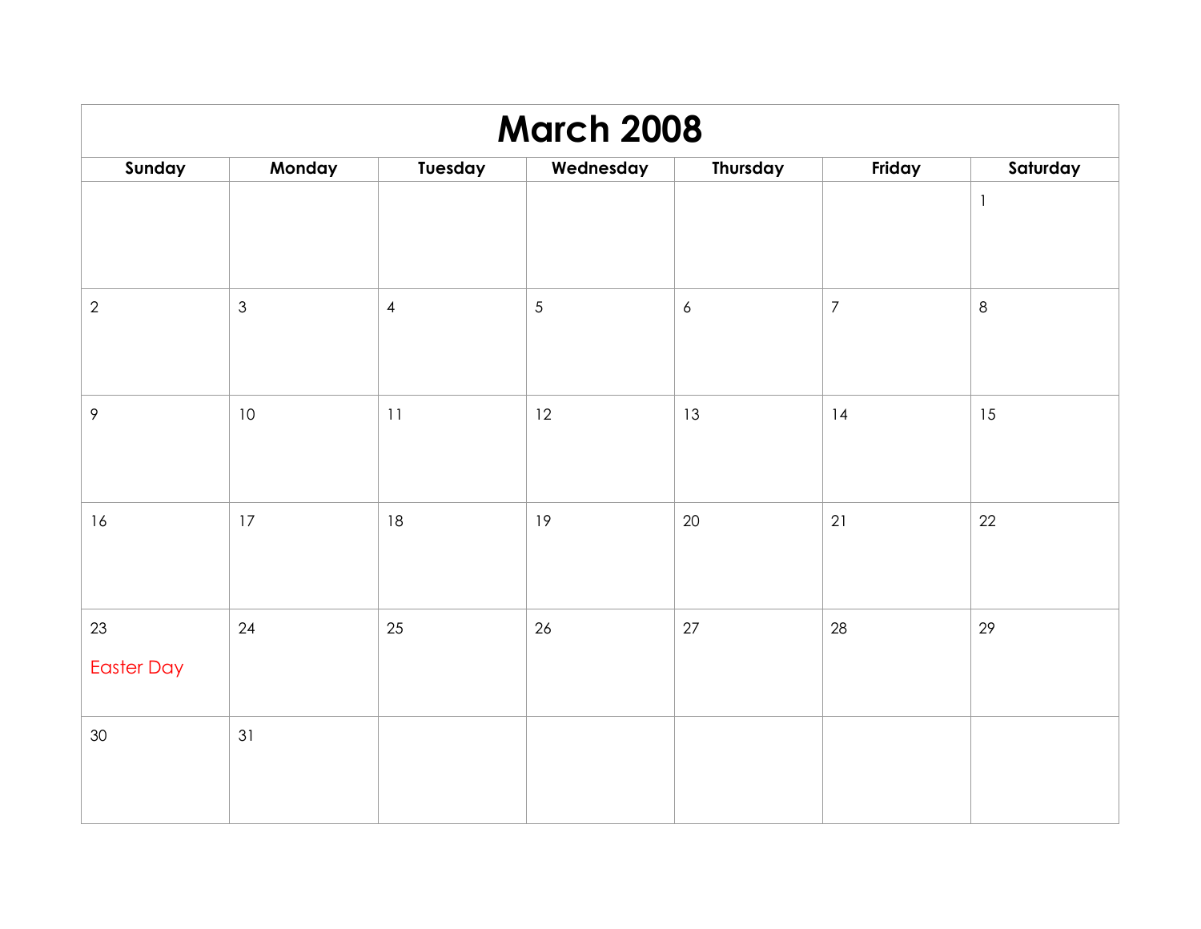# March 2008

| Sunday | Monday | Tuesday | Wednesday | Thursday | Friday | Saturday |
|---|---|---|---|---|---|---|
| | | | | | | 1 |
| 2 | 3 | 4 | 5 | 6 | 7 | 8 |
| 9 | 10 | 11 | 12 | 13 | 14 | 15 |
| 16 | 17 | 18 | 19 | 20 | 21 | 22 |
| 23 Easter Day | 24 | 25 | 26 | 27 | 28 | 29 |
| 30 | 31 | | | | | |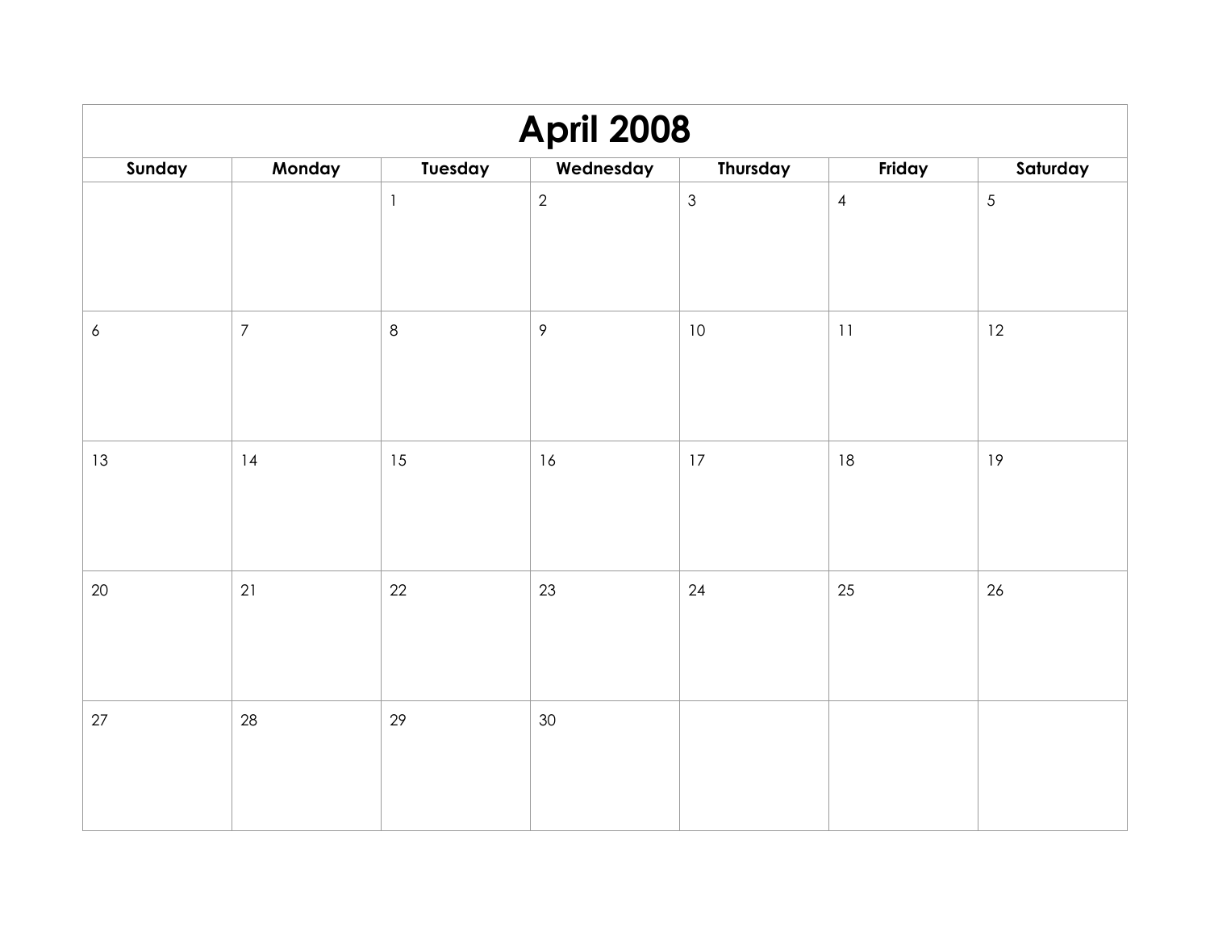# April 2008

| Sunday | Monday | Tuesday | Wednesday | Thursday | Friday | Saturday |
|---|---|---|---|---|---|---|
| | | 1 | 2 | 3 | 4 | 5 |
| 6 | 7 | 8 | 9 | 10 | 11 | 12 |
| 13 | 14 | 15 | 16 | 17 | 18 | 19 |
| 20 | 21 | 22 | 23 | 24 | 25 | 26 |
| 27 | 28 | 29 | 30 | | | |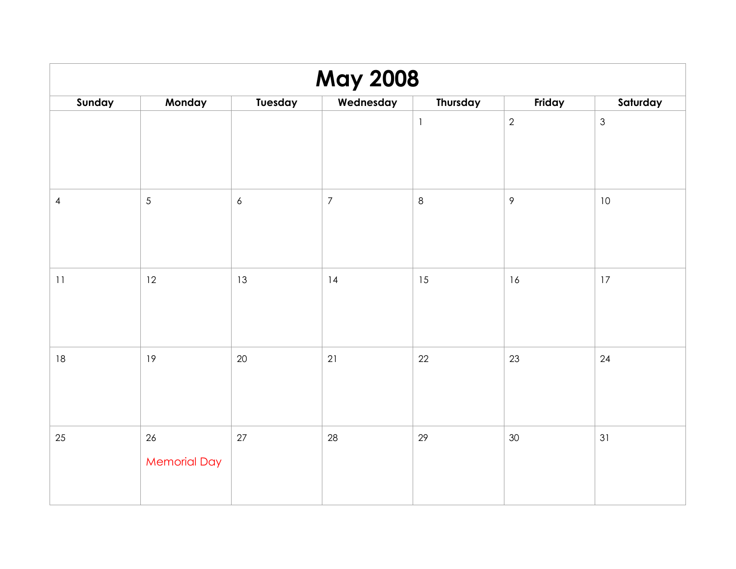# May 2008

| Sunday | Monday | Tuesday | Wednesday | Thursday | Friday | Saturday |
|---|---|---|---|---|---|---|
| | | | | 1 | 2 | 3 |
| 4 | 5 | 6 | 7 | 8 | 9 | 10 |
| 11 | 12 | 13 | 14 | 15 | 16 | 17 |
| 18 | 19 | 20 | 21 | 22 | 23 | 24 |
| 25 | 26 Memorial Day | 27 | 28 | 29 | 30 | 31 |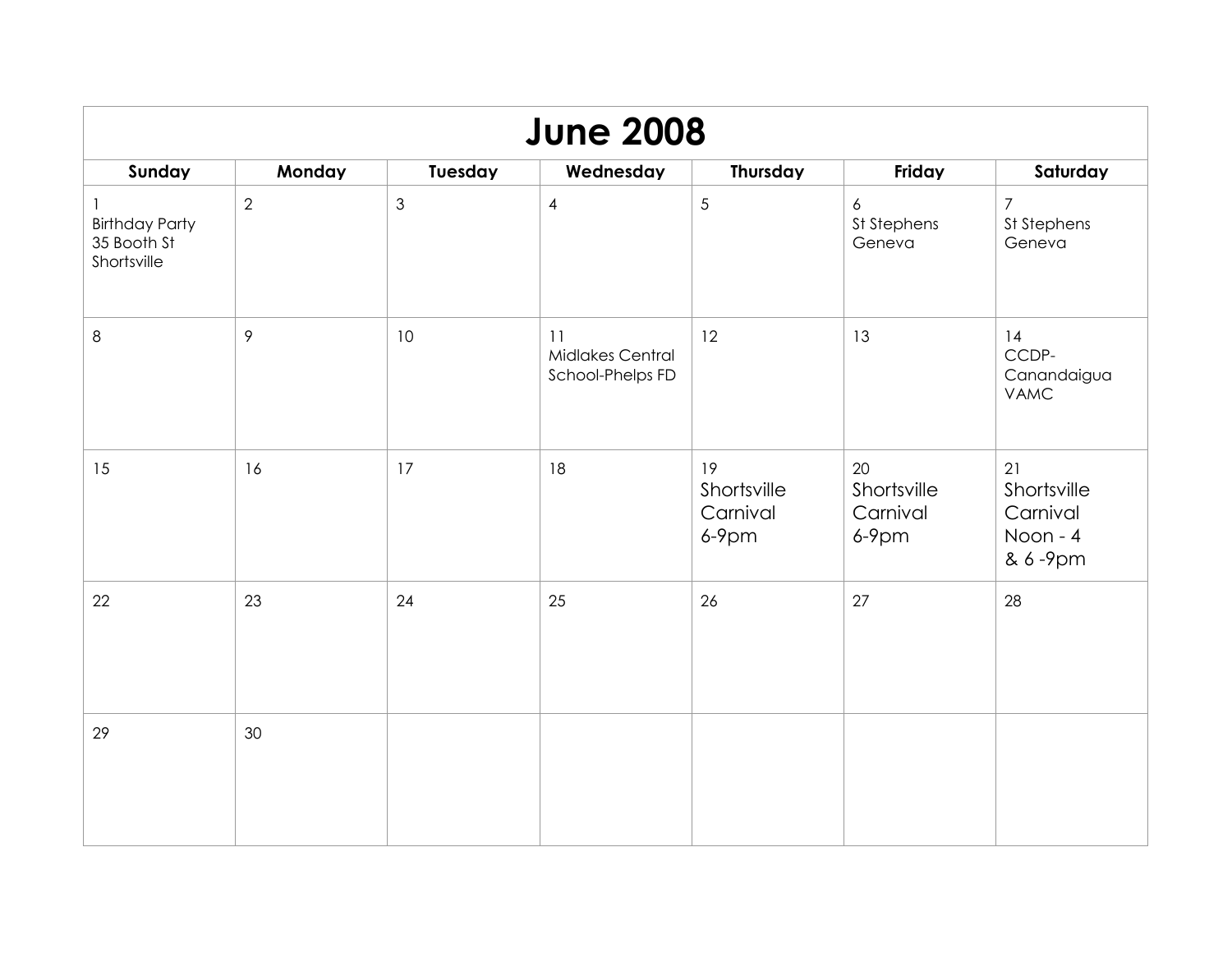# June 2008

| Sunday | Monday | Tuesday | Wednesday | Thursday | Friday | Saturday |
|---|---|---|---|---|---|---|
| 1<br>Birthday Party<br>35 Booth St<br>Shortsville | 2 | 3 | 4 | 5 | 6<br>St Stephens<br>Geneva | 7<br>St Stephens<br>Geneva |
| 8 | 9 | 10 | 11<br>Midlakes Central<br>School-Phelps FD | 12 | 13 | 14<br>CCDP-<br>Canandaigua<br>VAMC |
| 15 | 16 | 17 | 18 | 19<br>Shortsville<br>Carnival<br>6-9pm | 20<br>Shortsville<br>Carnival<br>6-9pm | 21<br>Shortsville<br>Carnival<br>Noon - 4<br>& 6 -9pm |
| 22 | 23 | 24 | 25 | 26 | 27 | 28 |
| 29 | 30 | | | | | |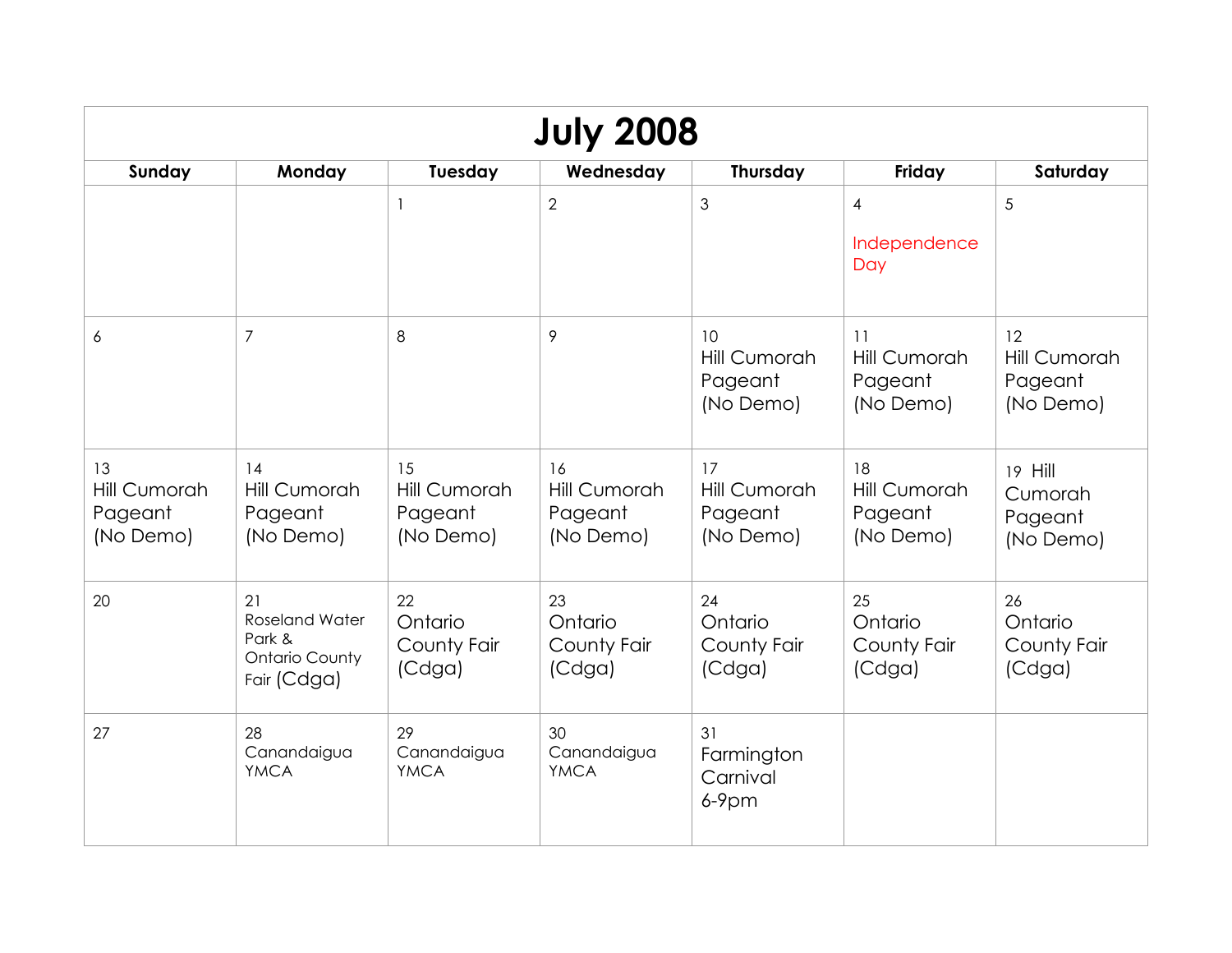# July 2008

| Sunday | Monday | Tuesday | Wednesday | Thursday | Friday | Saturday |
|---|---|---|---|---|---|---|
| | | 1 | 2 | 3 | 4<br>Independence Day | 5 |
| 6 | 7 | 8 | 9 | 10<br>Hill Cumorah Pageant (No Demo) | 11<br>Hill Cumorah Pageant (No Demo) | 12<br>Hill Cumorah Pageant (No Demo) |
| 13<br>Hill Cumorah Pageant (No Demo) | 14<br>Hill Cumorah Pageant (No Demo) | 15<br>Hill Cumorah Pageant (No Demo) | 16<br>Hill Cumorah Pageant (No Demo) | 17<br>Hill Cumorah Pageant (No Demo) | 18<br>Hill Cumorah Pageant (No Demo) | 19 Hill Cumorah Pageant (No Demo) |
| 20 | 21<br>Roseland Water Park & Ontario County Fair (Cdga) | 22<br>Ontario County Fair (Cdga) | 23<br>Ontario County Fair (Cdga) | 24<br>Ontario County Fair (Cdga) | 25<br>Ontario County Fair (Cdga) | 26<br>Ontario County Fair (Cdga) |
| 27 | 28<br>Canandaigua YMCA | 29<br>Canandaigua YMCA | 30<br>Canandaigua YMCA | 31<br>Farmington Carnival 6-9pm | | |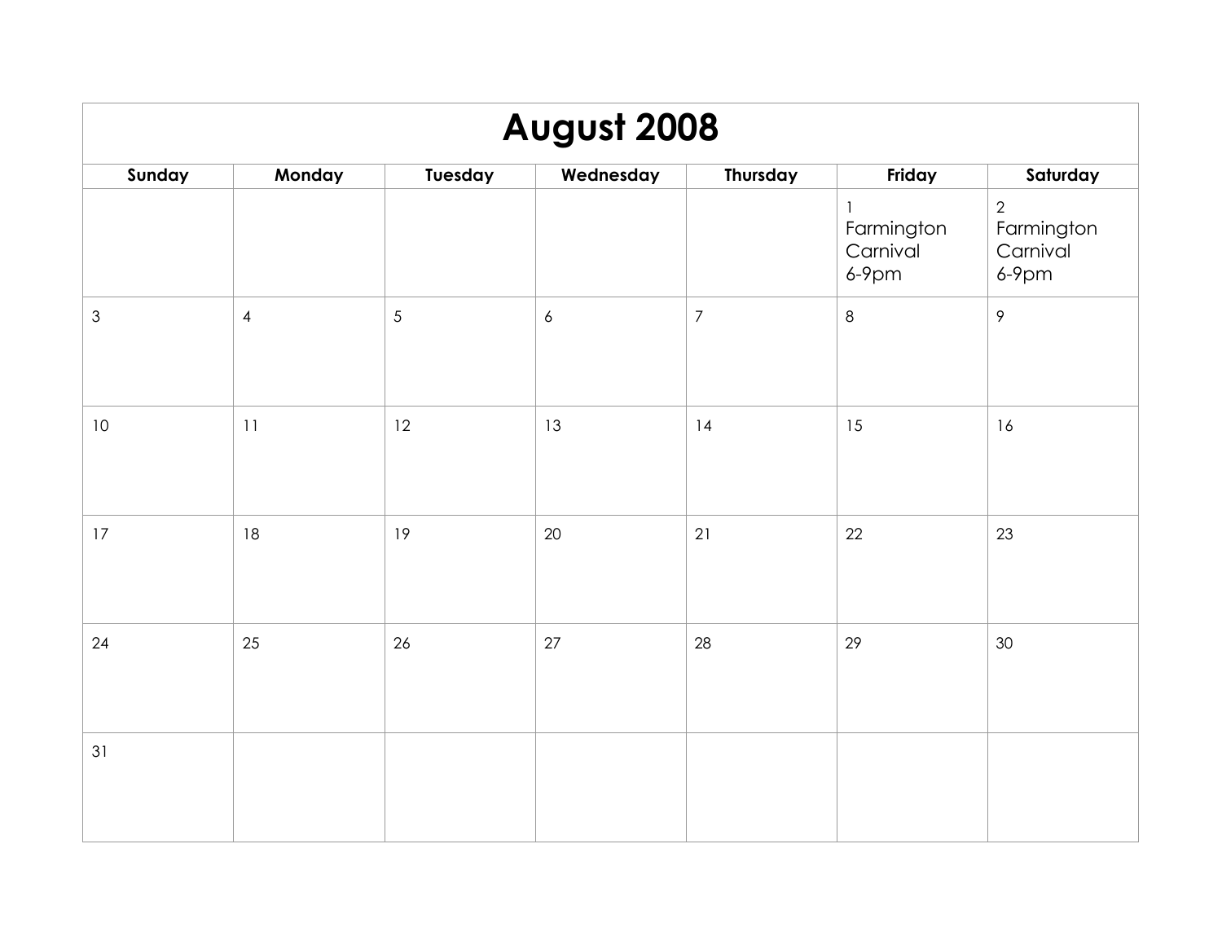# August 2008

| Sunday | Monday | Tuesday | Wednesday | Thursday | Friday | Saturday |
|---|---|---|---|---|---|---|
| | | | | | 1 Farmington Carnival 6-9pm | 2 Farmington Carnival 6-9pm |
| 3 | 4 | 5 | 6 | 7 | 8 | 9 |
| 10 | 11 | 12 | 13 | 14 | 15 | 16 |
| 17 | 18 | 19 | 20 | 21 | 22 | 23 |
| 24 | 25 | 26 | 27 | 28 | 29 | 30 |
| 31 | | | | | | |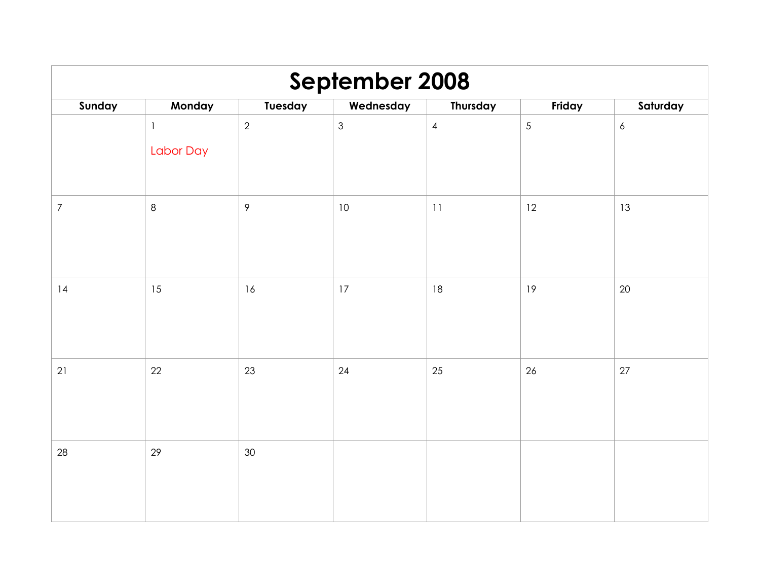# September 2008

| Sunday | Monday | Tuesday | Wednesday | Thursday | Friday | Saturday |
|---|---|---|---|---|---|---|
| | 1<br>Labor Day | 2 | 3 | 4 | 5 | 6 |
| 7 | 8 | 9 | 10 | 11 | 12 | 13 |
| 14 | 15 | 16 | 17 | 18 | 19 | 20 |
| 21 | 22 | 23 | 24 | 25 | 26 | 27 |
| 28 | 29 | 30 | | | | |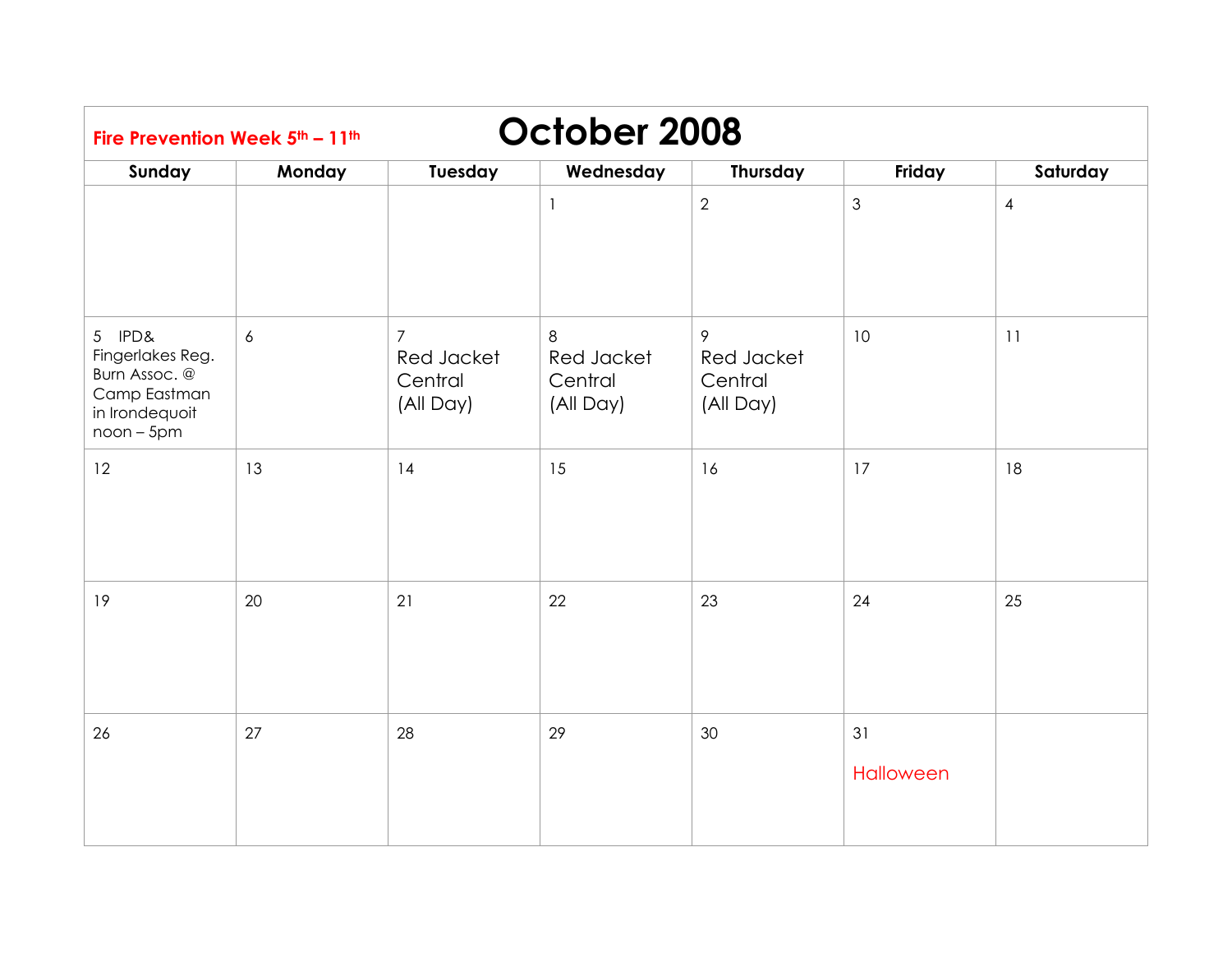**Fire Prevention Week 5th – 11th**

# October 2008

| Sunday | Monday | Tuesday | Wednesday | Thursday | Friday | Saturday |
|---|---|---|---|---|---|---|
| | | | 1 | 2 | 3 | 4 |
| 5 IPD& Fingerlakes Reg. Burn Assoc. @ Camp Eastman in Irondequoit noon – 5pm | 6 | 7 Red Jacket Central (All Day) | 8 Red Jacket Central (All Day) | 9 Red Jacket Central (All Day) | 10 | 11 |
| 12 | 13 | 14 | 15 | 16 | 17 | 18 |
| 19 | 20 | 21 | 22 | 23 | 24 | 25 |
| 26 | 27 | 28 | 29 | 30 | 31 Halloween | |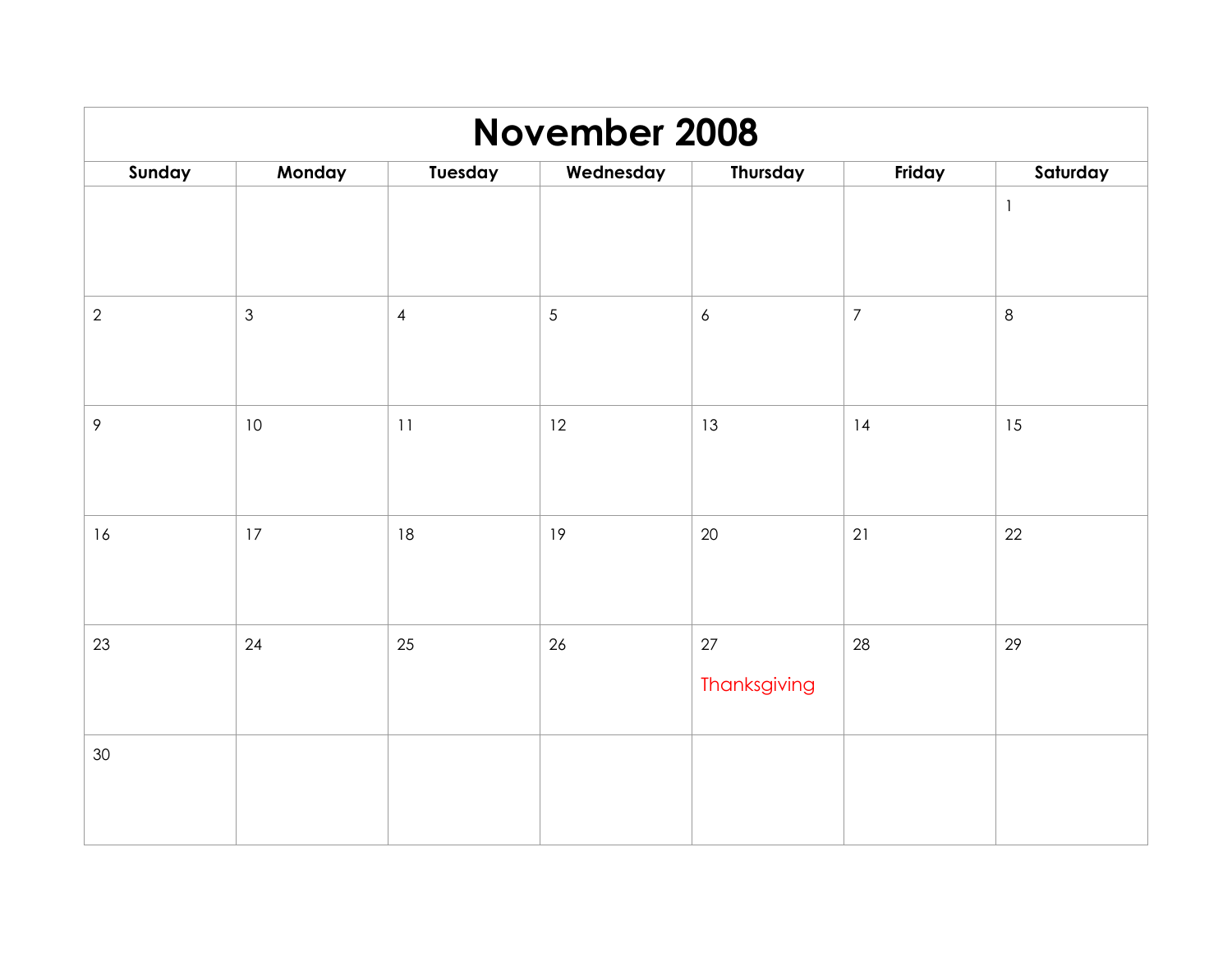# November 2008

| Sunday | Monday | Tuesday | Wednesday | Thursday | Friday | Saturday |
| --- | --- | --- | --- | --- | --- | --- |
| | | | | | | 1 |
| 2 | 3 | 4 | 5 | 6 | 7 | 8 |
| 9 | 10 | 11 | 12 | 13 | 14 | 15 |
| 16 | 17 | 18 | 19 | 20 | 21 | 22 |
| 23 | 24 | 25 | 26 | 27 Thanksgiving | 28 | 29 |
| 30 | | | | | | |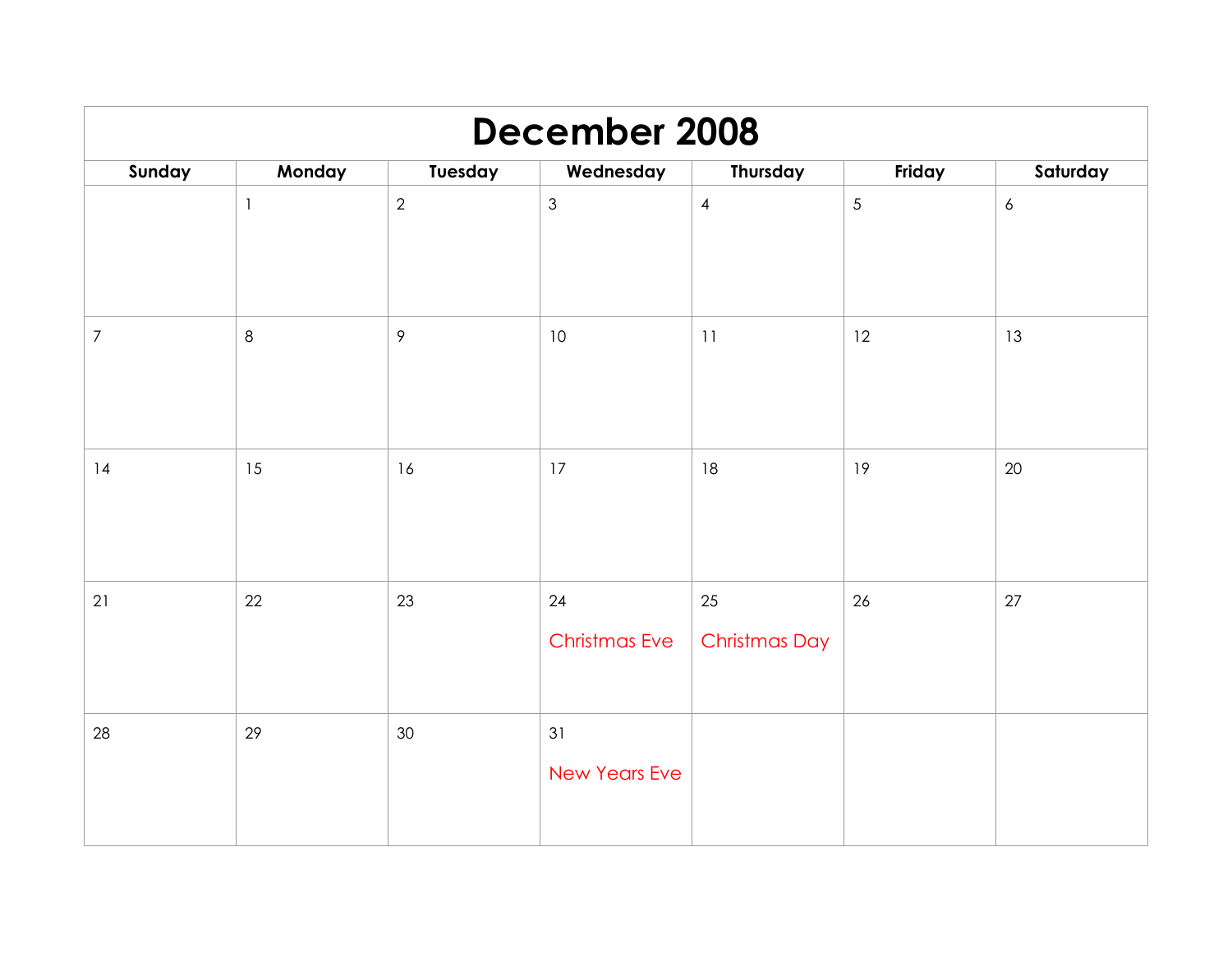# December 2008

| Sunday | Monday | Tuesday | Wednesday | Thursday | Friday | Saturday |
|---|---|---|---|---|---|---|
| | 1 | 2 | 3 | 4 | 5 | 6 |
| 7 | 8 | 9 | 10 | 11 | 12 | 13 |
| 14 | 15 | 16 | 17 | 18 | 19 | 20 |
| 21 | 22 | 23 | 24 Christmas Eve | 25 Christmas Day | 26 | 27 |
| 28 | 29 | 30 | 31 New Years Eve | | | |